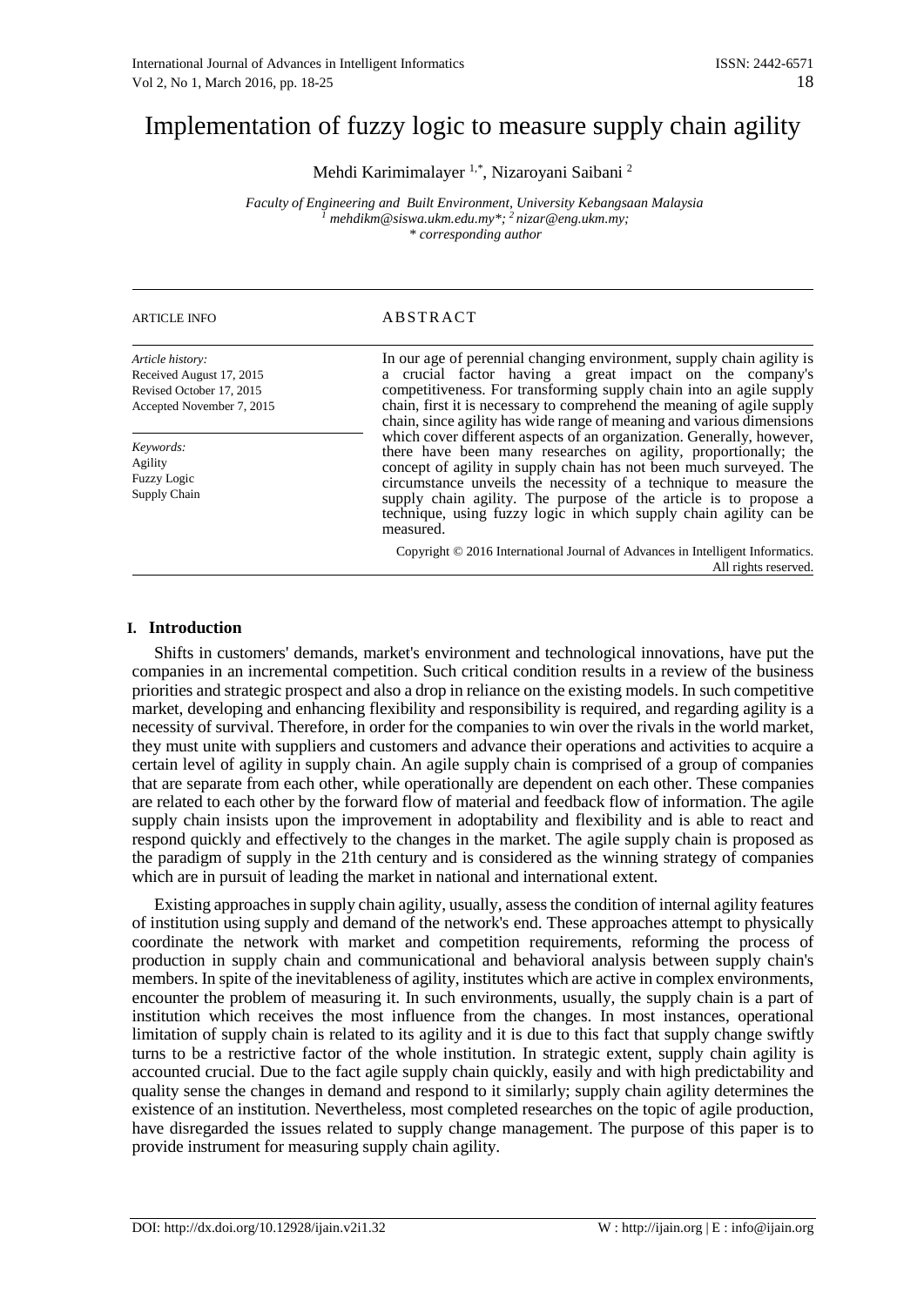# Implementation of fuzzy logic to measure supply chain agility

Mehdi Karimimalayer [1,*], Nizaroyani Saibani [2]

*Faculty of Engineering and Built Environment, University Kebangsaan Malaysia*
*[1] mehdikm@siswa.ukm.edu.my*; [2] nizar@eng.ukm.my;*
*\* corresponding author*

---

ARTICLE INFO

*Article history:*
Received August 17, 2015
Revised October 17, 2015
Accepted November 7, 2015

*Keywords:*
Agility
Fuzzy Logic
Supply Chain

ABSTRACT

In our age of perennial changing environment, supply chain agility is a crucial factor having a great impact on the company's competitiveness. For transforming supply chain into an agile supply chain, first it is necessary to comprehend the meaning of agile supply chain, since agility has wide range of meaning and various dimensions which cover different aspects of an organization. Generally, however, there have been many researches on agility, proportionally; the concept of agility in supply chain has not been much surveyed. The circumstance unveils the necessity of a technique to measure the supply chain agility. The purpose of the article is to propose a technique, using fuzzy logic in which supply chain agility can be measured.

Copyright © 2016 International Journal of Advances in Intelligent Informatics. All rights reserved.

---

## I. Introduction

Shifts in customers' demands, market's environment and technological innovations, have put the companies in an incremental competition. Such critical condition results in a review of the business priorities and strategic prospect and also a drop in reliance on the existing models. In such competitive market, developing and enhancing flexibility and responsibility is required, and regarding agility is a necessity of survival. Therefore, in order for the companies to win over the rivals in the world market, they must unite with suppliers and customers and advance their operations and activities to acquire a certain level of agility in supply chain. An agile supply chain is comprised of a group of companies that are separate from each other, while operationally are dependent on each other. These companies are related to each other by the forward flow of material and feedback flow of information. The agile supply chain insists upon the improvement in adoptability and flexibility and is able to react and respond quickly and effectively to the changes in the market. The agile supply chain is proposed as the paradigm of supply in the 21th century and is considered as the winning strategy of companies which are in pursuit of leading the market in national and international extent.

Existing approaches in supply chain agility, usually, assess the condition of internal agility features of institution using supply and demand of the network's end. These approaches attempt to physically coordinate the network with market and competition requirements, reforming the process of production in supply chain and communicational and behavioral analysis between supply chain's members. In spite of the inevitableness of agility, institutes which are active in complex environments, encounter the problem of measuring it. In such environments, usually, the supply chain is a part of institution which receives the most influence from the changes. In most instances, operational limitation of supply chain is related to its agility and it is due to this fact that supply change swiftly turns to be a restrictive factor of the whole institution. In strategic extent, supply chain agility is accounted crucial. Due to the fact agile supply chain quickly, easily and with high predictability and quality sense the changes in demand and respond to it similarly; supply chain agility determines the existence of an institution. Nevertheless, most completed researches on the topic of agile production, have disregarded the issues related to supply change management. The purpose of this paper is to provide instrument for measuring supply chain agility.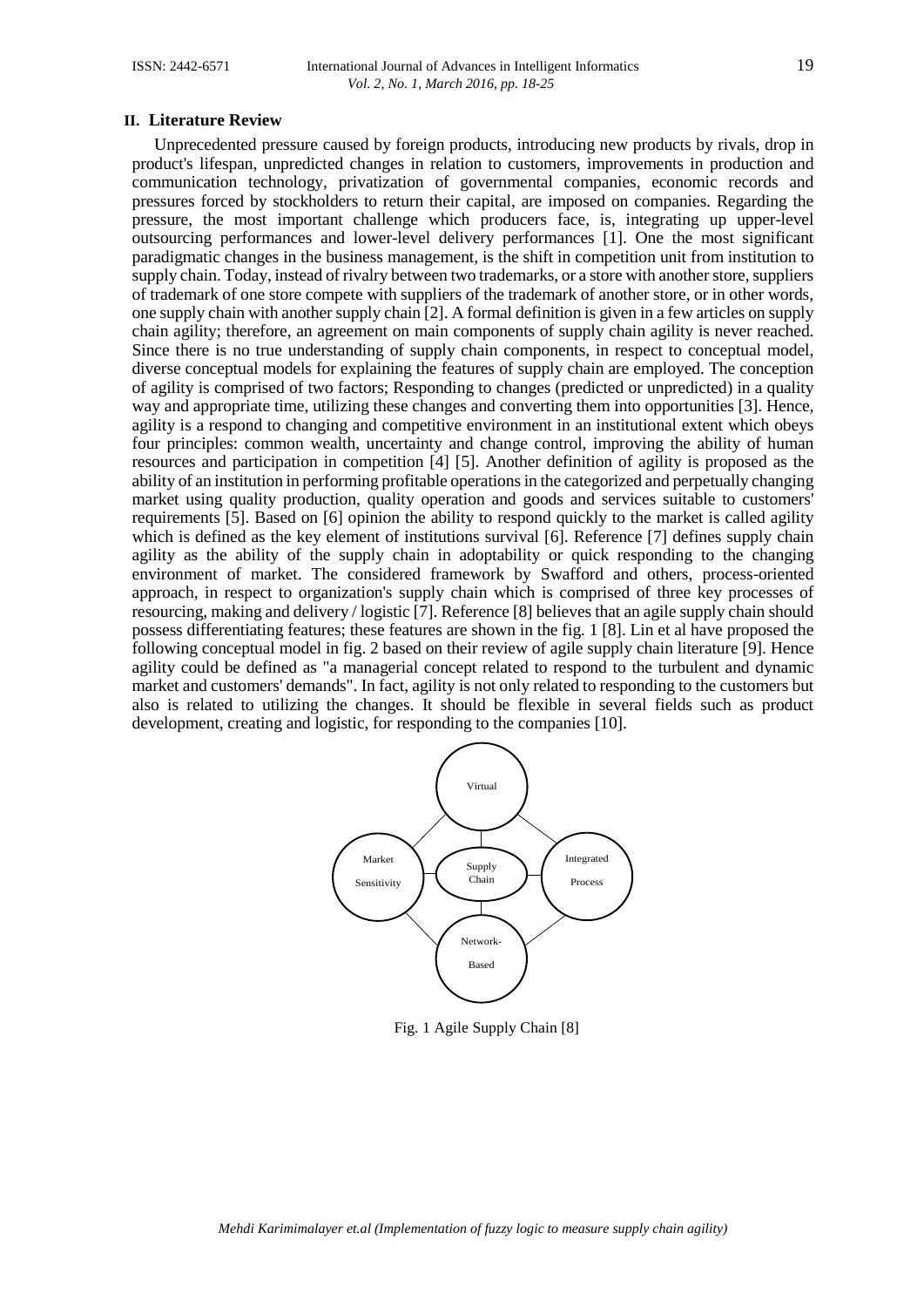## II. Literature Review

Unprecedented pressure caused by foreign products, introducing new products by rivals, drop in product's lifespan, unpredicted changes in relation to customers, improvements in production and communication technology, privatization of governmental companies, economic records and pressures forced by stockholders to return their capital, are imposed on companies. Regarding the pressure, the most important challenge which producers face, is, integrating up upper-level outsourcing performances and lower-level delivery performances [1]. One the most significant paradigmatic changes in the business management, is the shift in competition unit from institution to supply chain. Today, instead of rivalry between two trademarks, or a store with another store, suppliers of trademark of one store compete with suppliers of the trademark of another store, or in other words, one supply chain with another supply chain [2]. A formal definition is given in a few articles on supply chain agility; therefore, an agreement on main components of supply chain agility is never reached. Since there is no true understanding of supply chain components, in respect to conceptual model, diverse conceptual models for explaining the features of supply chain are employed. The conception of agility is comprised of two factors; Responding to changes (predicted or unpredicted) in a quality way and appropriate time, utilizing these changes and converting them into opportunities [3]. Hence, agility is a respond to changing and competitive environment in an institutional extent which obeys four principles: common wealth, uncertainty and change control, improving the ability of human resources and participation in competition [4] [5]. Another definition of agility is proposed as the ability of an institution in performing profitable operations in the categorized and perpetually changing market using quality production, quality operation and goods and services suitable to customers' requirements [5]. Based on [6] opinion the ability to respond quickly to the market is called agility which is defined as the key element of institutions survival [6]. Reference [7] defines supply chain agility as the ability of the supply chain in adoptability or quick responding to the changing environment of market. The considered framework by Swafford and others, process-oriented approach, in respect to organization's supply chain which is comprised of three key processes of resourcing, making and delivery / logistic [7]. Reference [8] believes that an agile supply chain should possess differentiating features; these features are shown in the fig. 1 [8]. Lin et al have proposed the following conceptual model in fig. 2 based on their review of agile supply chain literature [9]. Hence agility could be defined as "a managerial concept related to respond to the turbulent and dynamic market and customers' demands". In fact, agility is not only related to responding to the customers but also is related to utilizing the changes. It should be flexible in several fields such as product development, creating and logistic, for responding to the companies [10].

Virtual

Market Sensitivity — Supply Chain — Integrated Process

Network-Based

Fig. 1 Agile Supply Chain [8]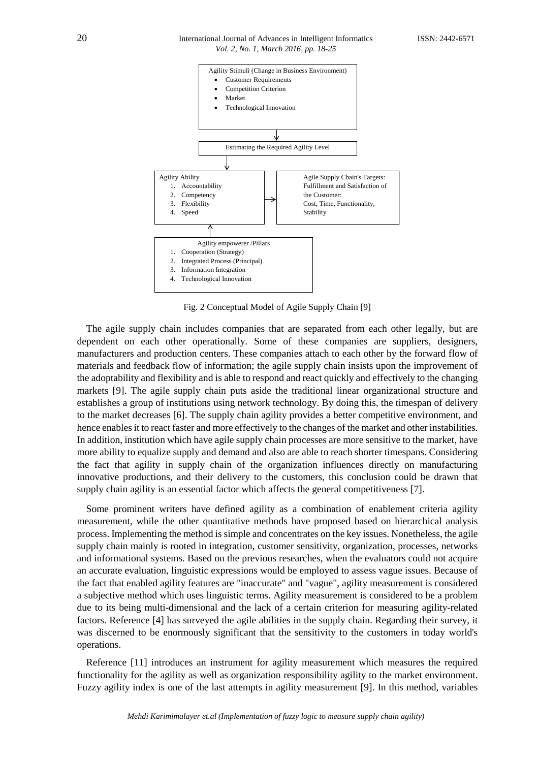Agility Stimuli (Change in Business Environment)

- Customer Requirements
- Competition Criterion
- Market
- Technological Innovation

Estimating the Required Agility Level

Agility Ability

1. Accountability
2. Competency
3. Flexibility
4. Speed

Agile Supply Chain's Targets: Fulfillment and Satisfaction of the Customer: Cost, Time, Functionality, Stability

Agility empowerer /Pillars

1. Cooperation (Strategy)
2. Integrated Process (Principal)
3. Information Integration
4. Technological Innovation

Fig. 2 Conceptual Model of Agile Supply Chain [9]

The agile supply chain includes companies that are separated from each other legally, but are dependent on each other operationally. Some of these companies are suppliers, designers, manufacturers and production centers. These companies attach to each other by the forward flow of materials and feedback flow of information; the agile supply chain insists upon the improvement of the adoptability and flexibility and is able to respond and react quickly and effectively to the changing markets [9]. The agile supply chain puts aside the traditional linear organizational structure and establishes a group of institutions using network technology. By doing this, the timespan of delivery to the market decreases [6]. The supply chain agility provides a better competitive environment, and hence enables it to react faster and more effectively to the changes of the market and other instabilities. In addition, institution which have agile supply chain processes are more sensitive to the market, have more ability to equalize supply and demand and also are able to reach shorter timespans. Considering the fact that agility in supply chain of the organization influences directly on manufacturing innovative productions, and their delivery to the customers, this conclusion could be drawn that supply chain agility is an essential factor which affects the general competitiveness [7].

Some prominent writers have defined agility as a combination of enablement criteria agility measurement, while the other quantitative methods have proposed based on hierarchical analysis process. Implementing the method is simple and concentrates on the key issues. Nonetheless, the agile supply chain mainly is rooted in integration, customer sensitivity, organization, processes, networks and informational systems. Based on the previous researches, when the evaluators could not acquire an accurate evaluation, linguistic expressions would be employed to assess vague issues. Because of the fact that enabled agility features are "inaccurate" and "vague", agility measurement is considered a subjective method which uses linguistic terms. Agility measurement is considered to be a problem due to its being multi-dimensional and the lack of a certain criterion for measuring agility-related factors. Reference [4] has surveyed the agile abilities in the supply chain. Regarding their survey, it was discerned to be enormously significant that the sensitivity to the customers in today world's operations.

Reference [11] introduces an instrument for agility measurement which measures the required functionality for the agility as well as organization responsibility agility to the market environment. Fuzzy agility index is one of the last attempts in agility measurement [9]. In this method, variables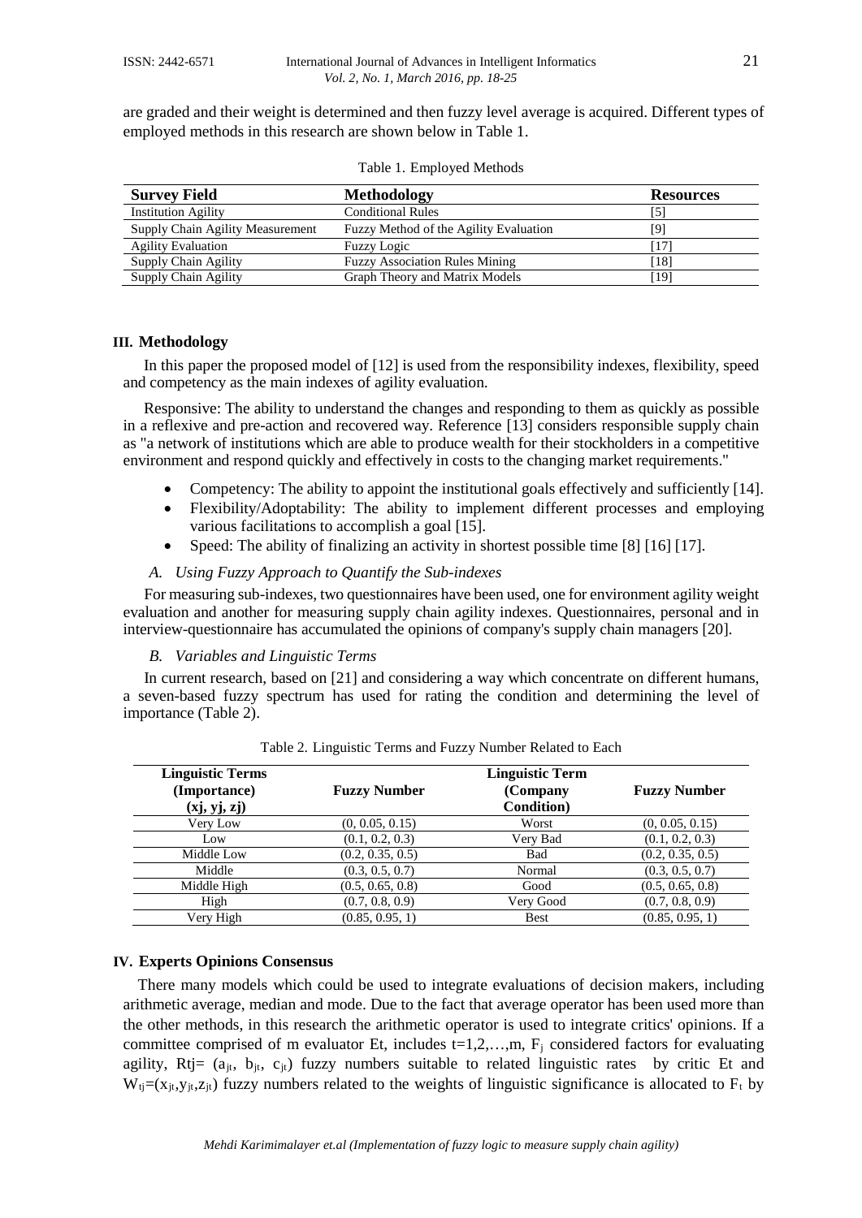are graded and their weight is determined and then fuzzy level average is acquired. Different types of employed methods in this research are shown below in Table 1.

Table 1. Employed Methods

| Survey Field | Methodology | Resources |
|---|---|---|
| Institution Agility | Conditional Rules | [5] |
| Supply Chain Agility Measurement | Fuzzy Method of the Agility Evaluation | [9] |
| Agility Evaluation | Fuzzy Logic | [17] |
| Supply Chain Agility | Fuzzy Association Rules Mining | [18] |
| Supply Chain Agility | Graph Theory and Matrix Models | [19] |

## III. Methodology

In this paper the proposed model of [12] is used from the responsibility indexes, flexibility, speed and competency as the main indexes of agility evaluation.

Responsive: The ability to understand the changes and responding to them as quickly as possible in a reflexive and pre-action and recovered way. Reference [13] considers responsible supply chain as "a network of institutions which are able to produce wealth for their stockholders in a competitive environment and respond quickly and effectively in costs to the changing market requirements."

- Competency: The ability to appoint the institutional goals effectively and sufficiently [14].
- Flexibility/Adoptability: The ability to implement different processes and employing various facilitations to accomplish a goal [15].
- Speed: The ability of finalizing an activity in shortest possible time [8] [16] [17].

### *A. Using Fuzzy Approach to Quantify the Sub-indexes*

For measuring sub-indexes, two questionnaires have been used, one for environment agility weight evaluation and another for measuring supply chain agility indexes. Questionnaires, personal and in interview-questionnaire has accumulated the opinions of company's supply chain managers [20].

### *B. Variables and Linguistic Terms*

In current research, based on [21] and considering a way which concentrate on different humans, a seven-based fuzzy spectrum has used for rating the condition and determining the level of importance (Table 2).

Table 2. Linguistic Terms and Fuzzy Number Related to Each

| Linguistic Terms (Importance) (xj, yj, zj) | Fuzzy Number | Linguistic Term (Company Condition) | Fuzzy Number |
|---|---|---|---|
| Very Low | (0, 0.05, 0.15) | Worst | (0, 0.05, 0.15) |
| Low | (0.1, 0.2, 0.3) | Very Bad | (0.1, 0.2, 0.3) |
| Middle Low | (0.2, 0.35, 0.5) | Bad | (0.2, 0.35, 0.5) |
| Middle | (0.3, 0.5, 0.7) | Normal | (0.3, 0.5, 0.7) |
| Middle High | (0.5, 0.65, 0.8) | Good | (0.5, 0.65, 0.8) |
| High | (0.7, 0.8, 0.9) | Very Good | (0.7, 0.8, 0.9) |
| Very High | (0.85, 0.95, 1) | Best | (0.85, 0.95, 1) |

## IV. Experts Opinions Consensus

There many models which could be used to integrate evaluations of decision makers, including arithmetic average, median and mode. Due to the fact that average operator has been used more than the other methods, in this research the arithmetic operator is used to integrate critics' opinions. If a committee comprised of m evaluator Et, includes $t=1,2,\ldots,m$, $F_j$ considered factors for evaluating agility, Rtj= $(a_{jt}, b_{jt}, c_{jt})$ fuzzy numbers suitable to related linguistic rates by critic Et and $W_{tj}=(x_{jt},y_{jt},z_{jt})$ fuzzy numbers related to the weights of linguistic significance is allocated to $F_t$ by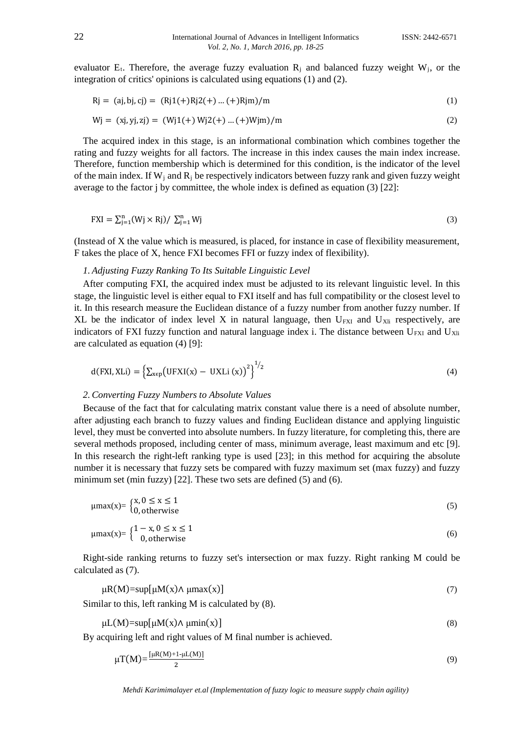evaluator $E_t$. Therefore, the average fuzzy evaluation $R_j$ and balanced fuzzy weight $W_j$, or the integration of critics' opinions is calculated using equations (1) and (2).

$$Rj = (aj, bj, cj) = (Rj1(+)Rj2(+) \ldots (+)Rjm)/m \tag{1}$$

$$Wj = (xj, yj, zj) = (Wj1(+)\,Wj2(+) \ldots (+)Wjm)/m \tag{2}$$

The acquired index in this stage, is an informational combination which combines together the rating and fuzzy weights for all factors. The increase in this index causes the main index increase. Therefore, function membership which is determined for this condition, is the indicator of the level of the main index. If $W_j$ and $R_j$ be respectively indicators between fuzzy rank and given fuzzy weight average to the factor j by committee, the whole index is defined as equation (3) [22]:

$$FXI = \sum_{j=1}^{n}(Wj \times Rj) / \sum_{j=1}^{n} Wj \tag{3}$$

(Instead of X the value which is measured, is placed, for instance in case of flexibility measurement, F takes the place of X, hence FXI becomes FFI or fuzzy index of flexibility).

*1. Adjusting Fuzzy Ranking To Its Suitable Linguistic Level*

After computing FXI, the acquired index must be adjusted to its relevant linguistic level. In this stage, the linguistic level is either equal to FXI itself and has full compatibility or the closest level to it. In this research measure the Euclidean distance of a fuzzy number from another fuzzy number. If XL be the indicator of index level X in natural language, then $U_{FXI}$ and $U_{XLi}$ respectively, are indicators of FXI fuzzy function and natural language index i. The distance between $U_{FXI}$ and $U_{XLi}$ are calculated as equation (4) [9]:

$$d(FXI, XLi) = \left\{ \sum_{x \epsilon p} \left( UFXI(x) - UXLi\,(x) \right)^2 \right\}^{1/2} \tag{4}$$

*2. Converting Fuzzy Numbers to Absolute Values*

Because of the fact that for calculating matrix constant value there is a need of absolute number, after adjusting each branch to fuzzy values and finding Euclidean distance and applying linguistic level, they must be converted into absolute numbers. In fuzzy literature, for completing this, there are several methods proposed, including center of mass, minimum average, least maximum and etc [9]. In this research the right-left ranking type is used [23]; in this method for acquiring the absolute number it is necessary that fuzzy sets be compared with fuzzy maximum set (max fuzzy) and fuzzy minimum set (min fuzzy) [22]. These two sets are defined (5) and (6).

$$\mu max(x) = \begin{cases} x, 0 \le x \le 1 \\ 0, \text{otherwise} \end{cases} \tag{5}$$

$$\mu max(x) = \begin{cases} 1 - x, 0 \le x \le 1 \\ 0, \text{otherwise} \end{cases} \tag{6}$$

Right-side ranking returns to fuzzy set's intersection or max fuzzy. Right ranking M could be calculated as (7).

$$\mu R(M) = \sup[\mu M(x) \wedge \mu max(x)] \tag{7}$$

Similar to this, left ranking M is calculated by (8).

$$\mu L(M) = \sup[\mu M(x) \wedge \mu min(x)] \tag{8}$$

By acquiring left and right values of M final number is achieved.

$$\mu T(M) = \frac{[\mu R(M) + 1 - \mu L(M)]}{2} \tag{9}$$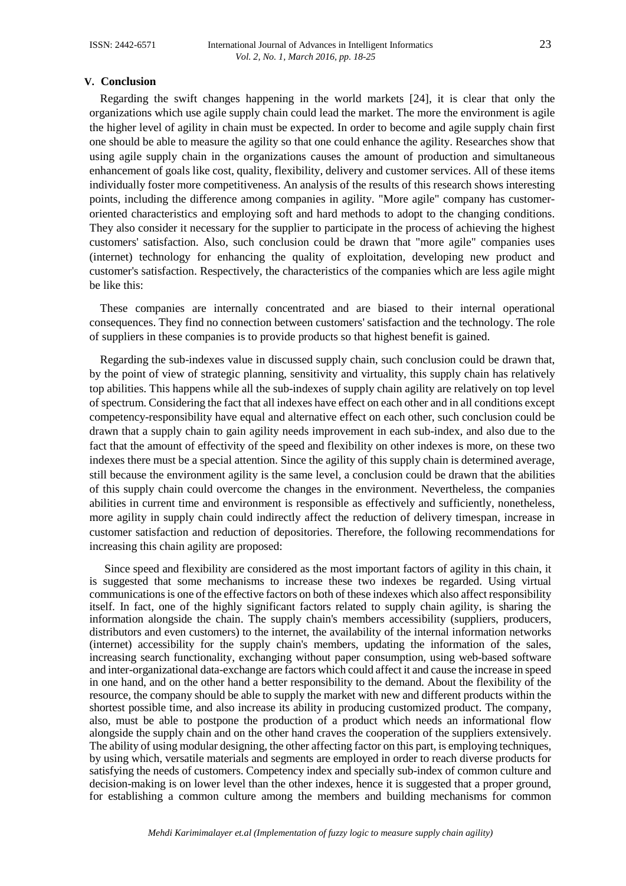## V. Conclusion

Regarding the swift changes happening in the world markets [24], it is clear that only the organizations which use agile supply chain could lead the market. The more the environment is agile the higher level of agility in chain must be expected. In order to become and agile supply chain first one should be able to measure the agility so that one could enhance the agility. Researches show that using agile supply chain in the organizations causes the amount of production and simultaneous enhancement of goals like cost, quality, flexibility, delivery and customer services. All of these items individually foster more competitiveness. An analysis of the results of this research shows interesting points, including the difference among companies in agility. "More agile" company has customer-oriented characteristics and employing soft and hard methods to adopt to the changing conditions. They also consider it necessary for the supplier to participate in the process of achieving the highest customers' satisfaction. Also, such conclusion could be drawn that "more agile" companies uses (internet) technology for enhancing the quality of exploitation, developing new product and customer's satisfaction. Respectively, the characteristics of the companies which are less agile might be like this:

These companies are internally concentrated and are biased to their internal operational consequences. They find no connection between customers' satisfaction and the technology. The role of suppliers in these companies is to provide products so that highest benefit is gained.

Regarding the sub-indexes value in discussed supply chain, such conclusion could be drawn that, by the point of view of strategic planning, sensitivity and virtuality, this supply chain has relatively top abilities. This happens while all the sub-indexes of supply chain agility are relatively on top level of spectrum. Considering the fact that all indexes have effect on each other and in all conditions except competency-responsibility have equal and alternative effect on each other, such conclusion could be drawn that a supply chain to gain agility needs improvement in each sub-index, and also due to the fact that the amount of effectivity of the speed and flexibility on other indexes is more, on these two indexes there must be a special attention. Since the agility of this supply chain is determined average, still because the environment agility is the same level, a conclusion could be drawn that the abilities of this supply chain could overcome the changes in the environment. Nevertheless, the companies abilities in current time and environment is responsible as effectively and sufficiently, nonetheless, more agility in supply chain could indirectly affect the reduction of delivery timespan, increase in customer satisfaction and reduction of depositories. Therefore, the following recommendations for increasing this chain agility are proposed:

Since speed and flexibility are considered as the most important factors of agility in this chain, it is suggested that some mechanisms to increase these two indexes be regarded. Using virtual communications is one of the effective factors on both of these indexes which also affect responsibility itself. In fact, one of the highly significant factors related to supply chain agility, is sharing the information alongside the chain. The supply chain's members accessibility (suppliers, producers, distributors and even customers) to the internet, the availability of the internal information networks (internet) accessibility for the supply chain's members, updating the information of the sales, increasing search functionality, exchanging without paper consumption, using web-based software and inter-organizational data-exchange are factors which could affect it and cause the increase in speed in one hand, and on the other hand a better responsibility to the demand. About the flexibility of the resource, the company should be able to supply the market with new and different products within the shortest possible time, and also increase its ability in producing customized product. The company, also, must be able to postpone the production of a product which needs an informational flow alongside the supply chain and on the other hand craves the cooperation of the suppliers extensively. The ability of using modular designing, the other affecting factor on this part, is employing techniques, by using which, versatile materials and segments are employed in order to reach diverse products for satisfying the needs of customers. Competency index and specially sub-index of common culture and decision-making is on lower level than the other indexes, hence it is suggested that a proper ground, for establishing a common culture among the members and building mechanisms for common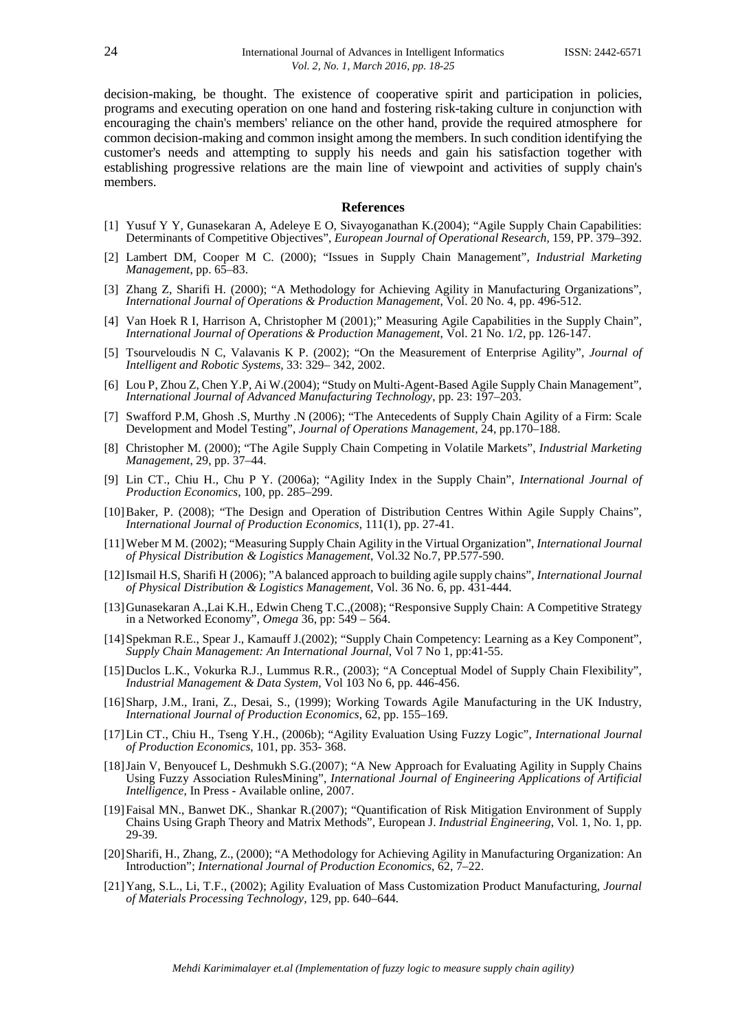decision-making, be thought. The existence of cooperative spirit and participation in policies, programs and executing operation on one hand and fostering risk-taking culture in conjunction with encouraging the chain's members' reliance on the other hand, provide the required atmosphere for common decision-making and common insight among the members. In such condition identifying the customer's needs and attempting to supply his needs and gain his satisfaction together with establishing progressive relations are the main line of viewpoint and activities of supply chain's members.

## References

[1] Yusuf Y Y, Gunasekaran A, Adeleye E O, Sivayoganathan K.(2004); "Agile Supply Chain Capabilities: Determinants of Competitive Objectives", *European Journal of Operational Research,* 159, PP. 379–392.

[2] Lambert DM, Cooper M C. (2000); "Issues in Supply Chain Management", *Industrial Marketing Management*, pp. 65–83.

[3] Zhang Z, Sharifi H. (2000); "A Methodology for Achieving Agility in Manufacturing Organizations", *International Journal of Operations & Production Management*, Vol. 20 No. 4, pp. 496-512.

[4] Van Hoek R I, Harrison A, Christopher M (2001);" Measuring Agile Capabilities in the Supply Chain", *International Journal of Operations & Production Management*, Vol. 21 No. 1/2, pp. 126-147.

[5] Tsourveloudis N C, Valavanis K P. (2002); "On the Measurement of Enterprise Agility", *Journal of Intelligent and Robotic Systems,* 33: 329– 342, 2002.

[6] Lou P, Zhou Z, Chen Y.P, Ai W.(2004); "Study on Multi-Agent-Based Agile Supply Chain Management", *International Journal of Advanced Manufacturing Technology*, pp. 23: 197–203.

[7] Swafford P.M, Ghosh .S, Murthy .N (2006); "The Antecedents of Supply Chain Agility of a Firm: Scale Development and Model Testing", *Journal of Operations Management*, 24, pp.170–188.

[8] Christopher M. (2000); "The Agile Supply Chain Competing in Volatile Markets", *Industrial Marketing Management*, 29, pp. 37–44.

[9] Lin CT., Chiu H., Chu P Y. (2006a); "Agility Index in the Supply Chain", *International Journal of Production Economics*, 100, pp. 285–299.

[10] Baker, P. (2008); "The Design and Operation of Distribution Centres Within Agile Supply Chains", *International Journal of Production Economics,* 111(1), pp. 27-41.

[11] Weber M M. (2002); "Measuring Supply Chain Agility in the Virtual Organization", *International Journal of Physical Distribution & Logistics Management*, Vol.32 No.7, PP.577-590.

[12] Ismail H.S, Sharifi H (2006); "A balanced approach to building agile supply chains", *International Journal of Physical Distribution & Logistics Management*, Vol. 36 No. 6, pp. 431-444.

[13] Gunasekaran A.,Lai K.H., Edwin Cheng T.C.,(2008); "Responsive Supply Chain: A Competitive Strategy in a Networked Economy", *Omega* 36, pp: 549 – 564.

[14] Spekman R.E., Spear J., Kamauff J.(2002); "Supply Chain Competency: Learning as a Key Component", *Supply Chain Management: An International Journal*, Vol 7 No 1, pp:41-55.

[15] Duclos L.K., Vokurka R.J., Lummus R.R., (2003); "A Conceptual Model of Supply Chain Flexibility", *Industrial Management & Data System*, Vol 103 No 6, pp. 446-456.

[16] Sharp, J.M., Irani, Z., Desai, S., (1999); Working Towards Agile Manufacturing in the UK Industry, *International Journal of Production Economics*, 62, pp. 155–169.

[17] Lin CT., Chiu H., Tseng Y.H., (2006b); "Agility Evaluation Using Fuzzy Logic", *International Journal of Production Economics*, 101, pp. 353- 368.

[18] Jain V, Benyoucef L, Deshmukh S.G.(2007); "A New Approach for Evaluating Agility in Supply Chains Using Fuzzy Association RulesMining", *International Journal of Engineering Applications of Artificial Intelligence*, In Press - Available online, 2007.

[19] Faisal MN., Banwet DK., Shankar R.(2007); "Quantification of Risk Mitigation Environment of Supply Chains Using Graph Theory and Matrix Methods", European J. *Industrial Engineering,* Vol. 1, No. 1, pp. 29-39.

[20] Sharifi, H., Zhang, Z., (2000); "A Methodology for Achieving Agility in Manufacturing Organization: An Introduction"; *International Journal of Production Economics*, 62, 7–22.

[21] Yang, S.L., Li, T.F., (2002); Agility Evaluation of Mass Customization Product Manufacturing, *Journal of Materials Processing Technology,* 129, pp. 640–644.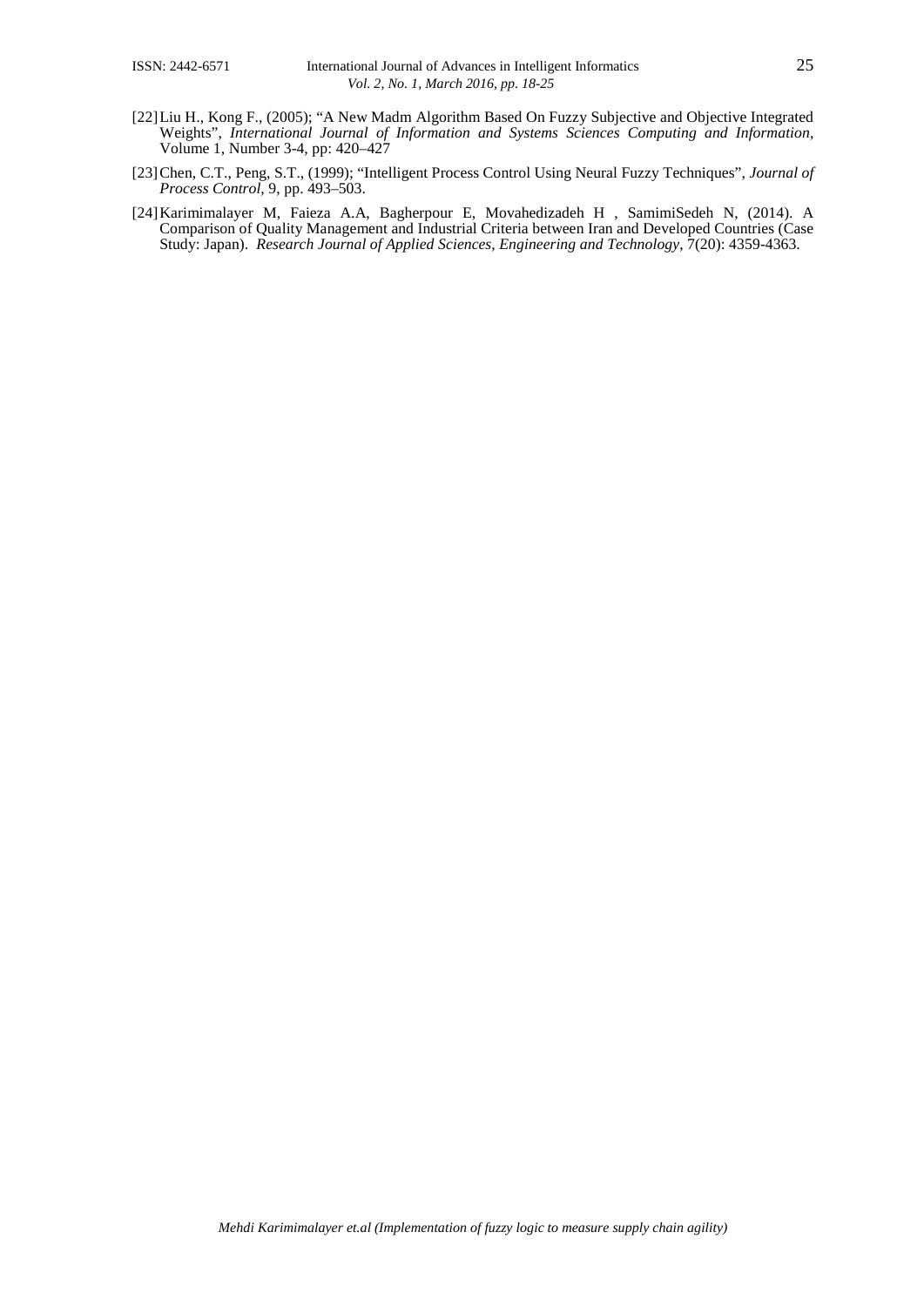[22] Liu H., Kong F., (2005); "A New Madm Algorithm Based On Fuzzy Subjective and Objective Integrated Weights", *International Journal of Information and Systems Sciences Computing and Information*, Volume 1, Number 3-4, pp: 420–427

[23] Chen, C.T., Peng, S.T., (1999); "Intelligent Process Control Using Neural Fuzzy Techniques", *Journal of Process Control*, 9, pp. 493–503.

[24] Karimimalayer M, Faieza A.A, Bagherpour E, Movahedizadeh H , SamimiSedeh N, (2014). A Comparison of Quality Management and Industrial Criteria between Iran and Developed Countries (Case Study: Japan). *Research Journal of Applied Sciences, Engineering and Technology*, 7(20): 4359-4363.